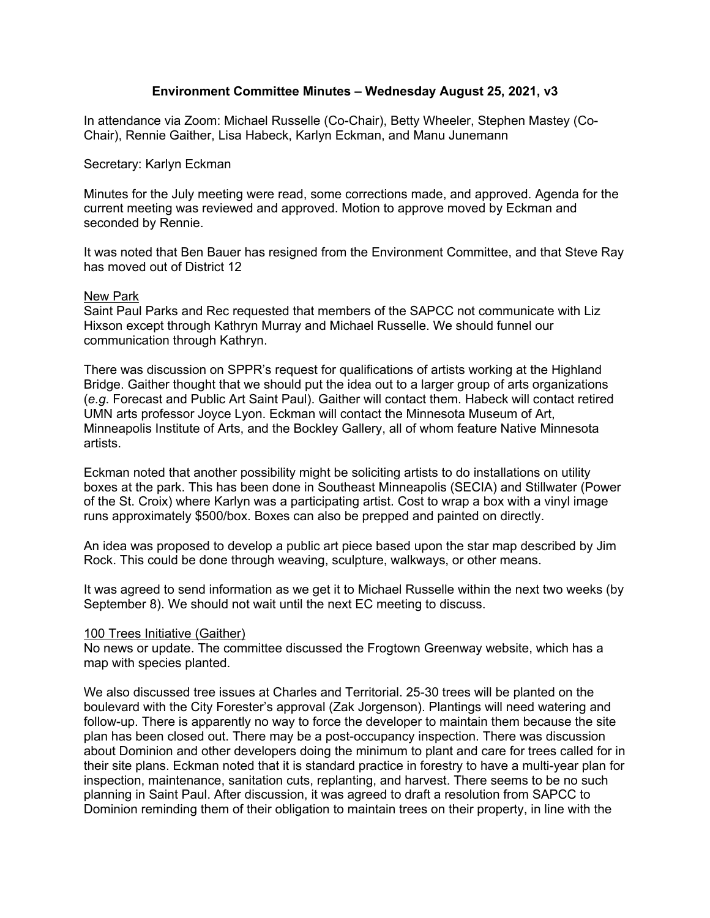**Environment Committee Minutes – Wednesday August 25, 2021, v3**

In attendance via Zoom: Michael Russelle (Co-Chair), Betty Wheeler, Stephen Mastey (Co-Chair), Rennie Gaither, Lisa Habeck, Karlyn Eckman, and Manu Junemann

Secretary: Karlyn Eckman

Minutes for the July meeting were read, some corrections made, and approved. Agenda for the current meeting was reviewed and approved. Motion to approve moved by Eckman and seconded by Rennie.

It was noted that Ben Bauer has resigned from the Environment Committee, and that Steve Ray has moved out of District 12

<u>New Park</u>

Saint Paul Parks and Rec requested that members of the SAPCC not communicate with Liz Hixson except through Kathryn Murray and Michael Russelle. We should funnel our communication through Kathryn.

There was discussion on SPPR's request for qualifications of artists working at the Highland Bridge. Gaither thought that we should put the idea out to a larger group of arts organizations (*e.g.* Forecast and Public Art Saint Paul). Gaither will contact them. Habeck will contact retired UMN arts professor Joyce Lyon. Eckman will contact the Minnesota Museum of Art, Minneapolis Institute of Arts, and the Bockley Gallery, all of whom feature Native Minnesota artists.

Eckman noted that another possibility might be soliciting artists to do installations on utility boxes at the park. This has been done in Southeast Minneapolis (SECIA) and Stillwater (Power of the St. Croix) where Karlyn was a participating artist. Cost to wrap a box with a vinyl image runs approximately $500/box. Boxes can also be prepped and painted on directly.

An idea was proposed to develop a public art piece based upon the star map described by Jim Rock. This could be done through weaving, sculpture, walkways, or other means.

It was agreed to send information as we get it to Michael Russelle within the next two weeks (by September 8). We should not wait until the next EC meeting to discuss.

<u>100 Trees Initiative (Gaither)</u>

No news or update. The committee discussed the Frogtown Greenway website, which has a map with species planted.

We also discussed tree issues at Charles and Territorial. 25-30 trees will be planted on the boulevard with the City Forester's approval (Zak Jorgenson). Plantings will need watering and follow-up. There is apparently no way to force the developer to maintain them because the site plan has been closed out. There may be a post-occupancy inspection. There was discussion about Dominion and other developers doing the minimum to plant and care for trees called for in their site plans. Eckman noted that it is standard practice in forestry to have a multi-year plan for inspection, maintenance, sanitation cuts, replanting, and harvest. There seems to be no such planning in Saint Paul. After discussion, it was agreed to draft a resolution from SAPCC to Dominion reminding them of their obligation to maintain trees on their property, in line with the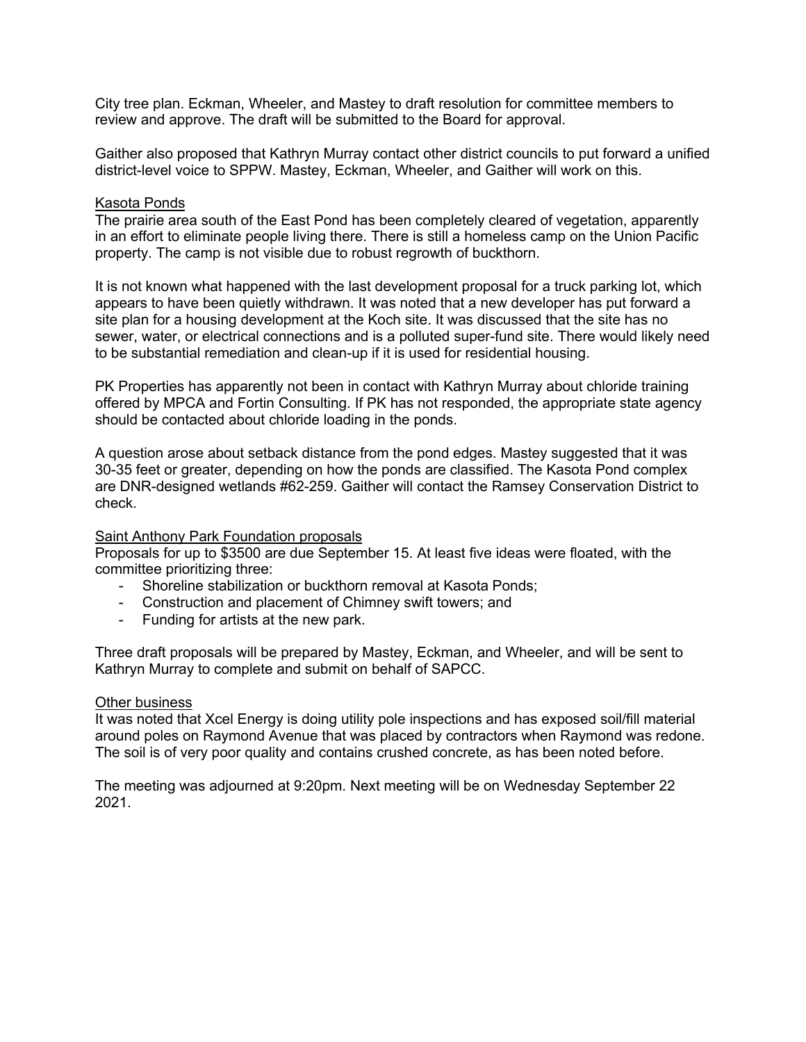City tree plan. Eckman, Wheeler, and Mastey to draft resolution for committee members to review and approve. The draft will be submitted to the Board for approval.

Gaither also proposed that Kathryn Murray contact other district councils to put forward a unified district-level voice to SPPW. Mastey, Eckman, Wheeler, and Gaither will work on this.

<u>Kasota Ponds</u>

The prairie area south of the East Pond has been completely cleared of vegetation, apparently in an effort to eliminate people living there. There is still a homeless camp on the Union Pacific property. The camp is not visible due to robust regrowth of buckthorn.

It is not known what happened with the last development proposal for a truck parking lot, which appears to have been quietly withdrawn. It was noted that a new developer has put forward a site plan for a housing development at the Koch site. It was discussed that the site has no sewer, water, or electrical connections and is a polluted super-fund site. There would likely need to be substantial remediation and clean-up if it is used for residential housing.

PK Properties has apparently not been in contact with Kathryn Murray about chloride training offered by MPCA and Fortin Consulting. If PK has not responded, the appropriate state agency should be contacted about chloride loading in the ponds.

A question arose about setback distance from the pond edges. Mastey suggested that it was 30-35 feet or greater, depending on how the ponds are classified. The Kasota Pond complex are DNR-designed wetlands #62-259. Gaither will contact the Ramsey Conservation District to check.

<u>Saint Anthony Park Foundation proposals</u>

Proposals for up to $3500 are due September 15. At least five ideas were floated, with the committee prioritizing three:

- Shoreline stabilization or buckthorn removal at Kasota Ponds;
- Construction and placement of Chimney swift towers; and
- Funding for artists at the new park.

Three draft proposals will be prepared by Mastey, Eckman, and Wheeler, and will be sent to Kathryn Murray to complete and submit on behalf of SAPCC.

<u>Other business</u>

It was noted that Xcel Energy is doing utility pole inspections and has exposed soil/fill material around poles on Raymond Avenue that was placed by contractors when Raymond was redone. The soil is of very poor quality and contains crushed concrete, as has been noted before.

The meeting was adjourned at 9:20pm. Next meeting will be on Wednesday September 22 2021.